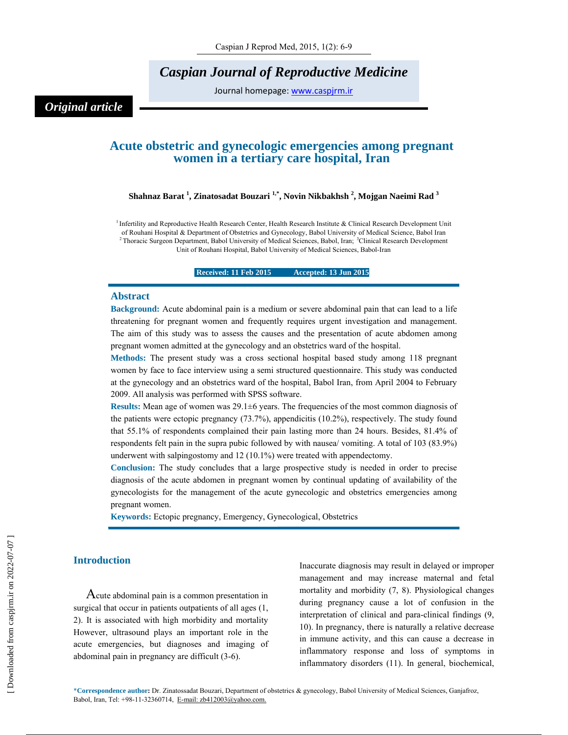*Original article*

# Acute obstetric and gynecologic emergencies among pregnant women in a tertiary care hospital, Iran

**Shahnaz Barat [1], Zinatosadat Bouzari [1,*], Novin Nikbakhsh [2], Mojgan Naeimi Rad [3]**

[1] Infertility and Reproductive Health Research Center, Health Research Institute & Clinical Research Development Unit of Rouhani Hospital & Department of Obstetrics and Gynecology, Babol University of Medical Science, Babol Iran
[2] Thoracic Surgeon Department, Babol University of Medical Sciences, Babol, Iran; [3]Clinical Research Development Unit of Rouhani Hospital, Babol University of Medical Sciences, Babol-Iran

**Received: 11 Feb 2015 Accepted: 13 Jun 2015**

## Abstract

**Background:** Acute abdominal pain is a medium or severe abdominal pain that can lead to a life threatening for pregnant women and frequently requires urgent investigation and management. The aim of this study was to assess the causes and the presentation of acute abdomen among pregnant women admitted at the gynecology and an obstetrics ward of the hospital.

**Methods:** The present study was a cross sectional hospital based study among 118 pregnant women by face to face interview using a semi structured questionnaire. This study was conducted at the gynecology and an obstetrics ward of the hospital, Babol Iran, from April 2004 to February 2009. All analysis was performed with SPSS software.

**Results:** Mean age of women was 29.1±6 years. The frequencies of the most common diagnosis of the patients were ectopic pregnancy (73.7%), appendicitis (10.2%), respectively. The study found that 55.1% of respondents complained their pain lasting more than 24 hours. Besides, 81.4% of respondents felt pain in the supra pubic followed by with nausea/ vomiting. A total of 103 (83.9%) underwent with salpingostomy and 12 (10.1%) were treated with appendectomy.

**Conclusion:** The study concludes that a large prospective study is needed in order to precise diagnosis of the acute abdomen in pregnant women by continual updating of availability of the gynecologists for the management of the acute gynecologic and obstetrics emergencies among pregnant women.

**Keywords:** Ectopic pregnancy, Emergency, Gynecological, Obstetrics

## Introduction

Acute abdominal pain is a common presentation in surgical that occur in patients outpatients of all ages (1, 2). It is associated with high morbidity and mortality However, ultrasound plays an important role in the acute emergencies, but diagnoses and imaging of abdominal pain in pregnancy are difficult (3-6).

Inaccurate diagnosis may result in delayed or improper management and may increase maternal and fetal mortality and morbidity (7, 8). Physiological changes during pregnancy cause a lot of confusion in the interpretation of clinical and para-clinical findings (9, 10). In pregnancy, there is naturally a relative decrease in immune activity, and this can cause a decrease in inflammatory response and loss of symptoms in inflammatory disorders (11). In general, biochemical,

*Correspondence author: Dr. Zinatossadat Bouzari, Department of obstetrics & gynecology, Babol University of Medical Sciences, Ganjafroz, Babol, Iran, Tel: +98-11-32360714, E-mail: zb412003@yahoo.com.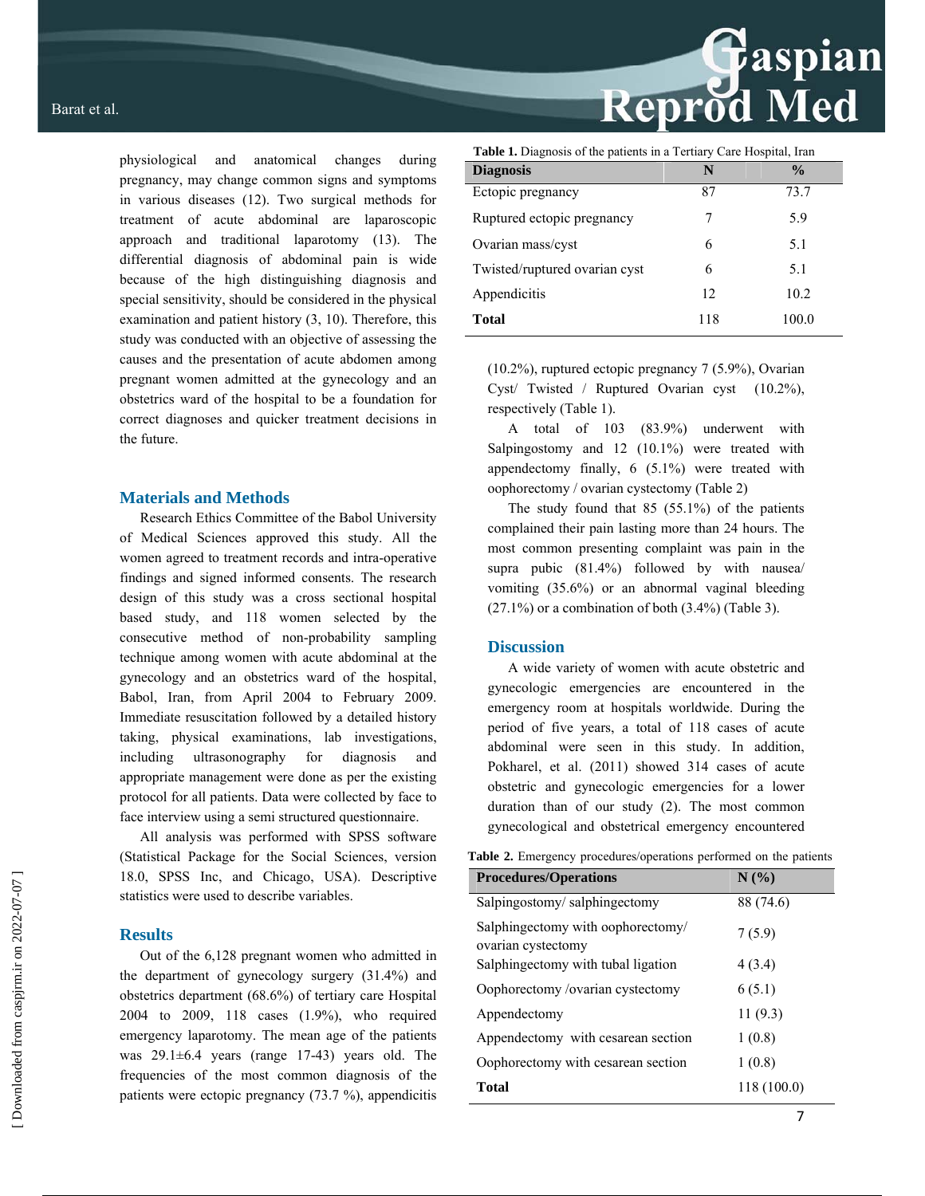physiological and anatomical changes during pregnancy, may change common signs and symptoms in various diseases (12). Two surgical methods for treatment of acute abdominal are laparoscopic approach and traditional laparotomy (13). The differential diagnosis of abdominal pain is wide because of the high distinguishing diagnosis and special sensitivity, should be considered in the physical examination and patient history (3, 10). Therefore, this study was conducted with an objective of assessing the causes and the presentation of acute abdomen among pregnant women admitted at the gynecology and an obstetrics ward of the hospital to be a foundation for correct diagnoses and quicker treatment decisions in the future.

## Materials and Methods

Research Ethics Committee of the Babol University of Medical Sciences approved this study. All the women agreed to treatment records and intra-operative findings and signed informed consents. The research design of this study was a cross sectional hospital based study, and 118 women selected by the consecutive method of non-probability sampling technique among women with acute abdominal at the gynecology and an obstetrics ward of the hospital, Babol, Iran, from April 2004 to February 2009. Immediate resuscitation followed by a detailed history taking, physical examinations, lab investigations, including ultrasonography for diagnosis and appropriate management were done as per the existing protocol for all patients. Data were collected by face to face interview using a semi structured questionnaire.

All analysis was performed with SPSS software (Statistical Package for the Social Sciences, version 18.0, SPSS Inc, and Chicago, USA). Descriptive statistics were used to describe variables.

## Results

Out of the 6,128 pregnant women who admitted in the department of gynecology surgery (31.4%) and obstetrics department (68.6%) of tertiary care Hospital 2004 to 2009, 118 cases (1.9%), who required emergency laparotomy. The mean age of the patients was 29.1±6.4 years (range 17-43) years old. The frequencies of the most common diagnosis of the patients were ectopic pregnancy (73.7 %), appendicitis (10.2%), ruptured ectopic pregnancy 7 (5.9%), Ovarian Cyst/ Twisted / Ruptured Ovarian cyst (10.2%), respectively (Table 1).

**Table 1.** Diagnosis of the patients in a Tertiary Care Hospital, Iran

| Diagnosis | N | % |
|---|---|---|
| Ectopic pregnancy | 87 | 73.7 |
| Ruptured ectopic pregnancy | 7 | 5.9 |
| Ovarian mass/cyst | 6 | 5.1 |
| Twisted/ruptured ovarian cyst | 6 | 5.1 |
| Appendicitis | 12 | 10.2 |
| **Total** | 118 | 100.0 |

A total of 103 (83.9%) underwent with Salpingostomy and 12 (10.1%) were treated with appendectomy finally, 6 (5.1%) were treated with oophorectomy / ovarian cystectomy (Table 2)

The study found that 85 (55.1%) of the patients complained their pain lasting more than 24 hours. The most common presenting complaint was pain in the supra pubic (81.4%) followed by with nausea/ vomiting (35.6%) or an abnormal vaginal bleeding (27.1%) or a combination of both (3.4%) (Table 3).

## Discussion

A wide variety of women with acute obstetric and gynecologic emergencies are encountered in the emergency room at hospitals worldwide. During the period of five years, a total of 118 cases of acute abdominal were seen in this study. In addition, Pokharel, et al. (2011) showed 314 cases of acute obstetric and gynecologic emergencies for a lower duration than of our study (2). The most common gynecological and obstetrical emergency encountered

**Table 2.** Emergency procedures/operations performed on the patients

| Procedures/Operations | N (%) |
|---|---|
| Salpingostomy/ salphingectomy | 88 (74.6) |
| Salphingectomy with oophorectomy/ ovarian cystectomy | 7 (5.9) |
| Salphingectomy with tubal ligation | 4 (3.4) |
| Oophorectomy /ovarian cystectomy | 6 (5.1) |
| Appendectomy | 11 (9.3) |
| Appendectomy with cesarean section | 1 (0.8) |
| Oophorectomy with cesarean section | 1 (0.8) |
| **Total** | 118 (100.0) |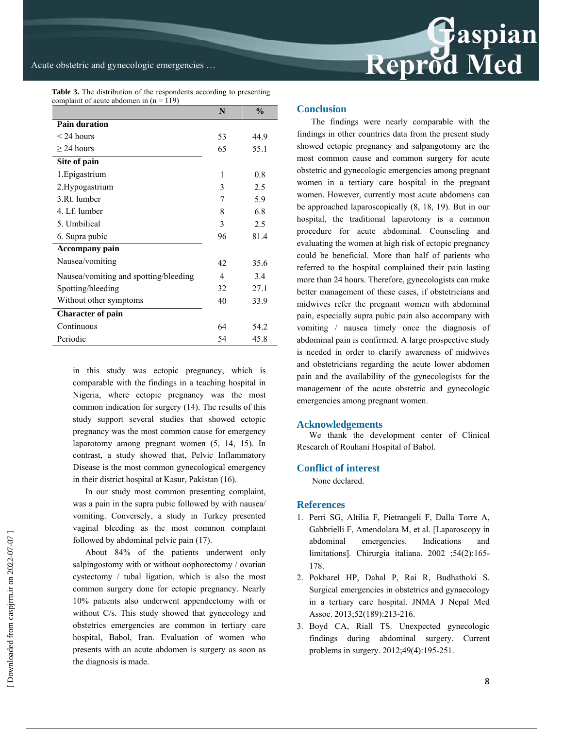**Table 3.** The distribution of the respondents according to presenting complaint of acute abdomen in (n = 119)

| | N | % |
|---|---|---|
| **Pain duration** | | |
| < 24 hours | 53 | 44.9 |
| ≥ 24 hours | 65 | 55.1 |
| **Site of pain** | | |
| 1.Epigastrium | 1 | 0.8 |
| 2.Hypogastrium | 3 | 2.5 |
| 3.Rt. lumber | 7 | 5.9 |
| 4. Lf. lumber | 8 | 6.8 |
| 5. Umbilical | 3 | 2.5 |
| 6. Supra pubic | 96 | 81.4 |
| **Accompany pain** | | |
| Nausea/vomiting | 42 | 35.6 |
| Nausea/vomiting and spotting/bleeding | 4 | 3.4 |
| Spotting/bleeding | 32 | 27.1 |
| Without other symptoms | 40 | 33.9 |
| **Character of pain** | | |
| Continuous | 64 | 54.2 |
| Periodic | 54 | 45.8 |

in this study was ectopic pregnancy, which is comparable with the findings in a teaching hospital in Nigeria, where ectopic pregnancy was the most common indication for surgery (14). The results of this study support several studies that showed ectopic pregnancy was the most common cause for emergency laparotomy among pregnant women (5, 14, 15). In contrast, a study showed that, Pelvic Inflammatory Disease is the most common gynecological emergency in their district hospital at Kasur, Pakistan (16).

In our study most common presenting complaint, was a pain in the supra pubic followed by with nausea/ vomiting. Conversely, a study in Turkey presented vaginal bleeding as the most common complaint followed by abdominal pelvic pain (17).

About 84% of the patients underwent only salpingostomy with or without oophorectomy / ovarian cystectomy / tubal ligation, which is also the most common surgery done for ectopic pregnancy. Nearly 10% patients also underwent appendectomy with or without C/s. This study showed that gynecology and obstetrics emergencies are common in tertiary care hospital, Babol, Iran. Evaluation of women who presents with an acute abdomen is surgery as soon as the diagnosis is made.

## Conclusion

The findings were nearly comparable with the findings in other countries data from the present study showed ectopic pregnancy and salpangotomy are the most common cause and common surgery for acute obstetric and gynecologic emergencies among pregnant women in a tertiary care hospital in the pregnant women. However, currently most acute abdomens can be approached laparoscopically (8, 18, 19). But in our hospital, the traditional laparotomy is a common procedure for acute abdominal. Counseling and evaluating the women at high risk of ectopic pregnancy could be beneficial. More than half of patients who referred to the hospital complained their pain lasting more than 24 hours. Therefore, gynecologists can make better management of these cases, if obstetricians and midwives refer the pregnant women with abdominal pain, especially supra pubic pain also accompany with vomiting / nausea timely once the diagnosis of abdominal pain is confirmed. A large prospective study is needed in order to clarify awareness of midwives and obstetricians regarding the acute lower abdomen pain and the availability of the gynecologists for the management of the acute obstetric and gynecologic emergencies among pregnant women.

## Acknowledgements

We thank the development center of Clinical Research of Rouhani Hospital of Babol.

## Conflict of interest

None declared.

## References

1. Perri SG, Altilia F, Pietrangeli F, Dalla Torre A, Gabbrielli F, Amendolara M, et al. [Laparoscopy in abdominal emergencies. Indications and limitations]. Chirurgia italiana. 2002 ;54(2):165-178.
2. Pokharel HP, Dahal P, Rai R, Budhathoki S. Surgical emergencies in obstetrics and gynaecology in a tertiary care hospital. JNMA J Nepal Med Assoc. 2013;52(189):213-216.
3. Boyd CA, Riall TS. Unexpected gynecologic findings during abdominal surgery. Current problems in surgery. 2012;49(4):195-251.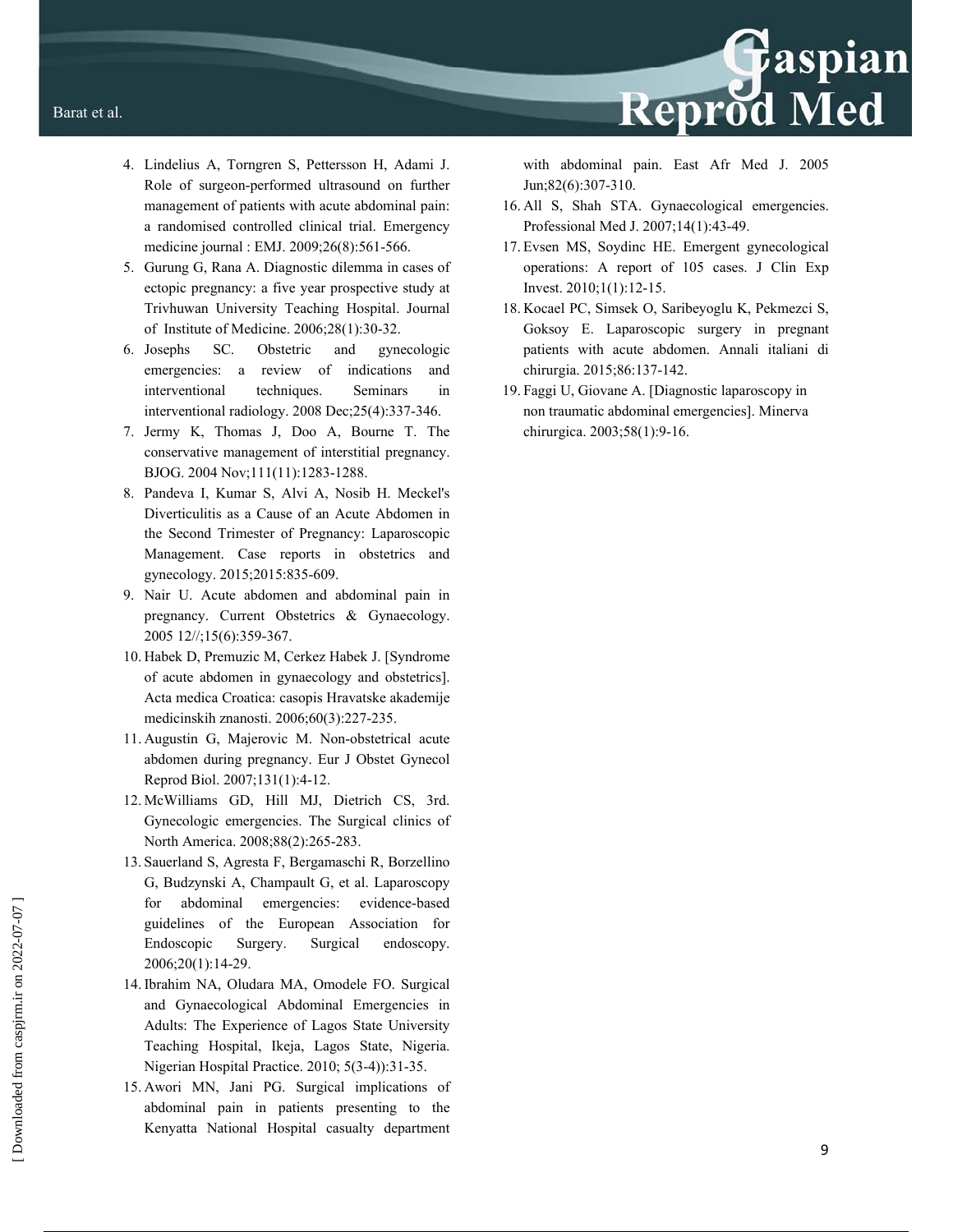4. Lindelius A, Torngren S, Pettersson H, Adami J. Role of surgeon-performed ultrasound on further management of patients with acute abdominal pain: a randomised controlled clinical trial. Emergency medicine journal : EMJ. 2009;26(8):561-566.
5. Gurung G, Rana A. Diagnostic dilemma in cases of ectopic pregnancy: a five year prospective study at Trivhuwan University Teaching Hospital. Journal of Institute of Medicine. 2006;28(1):30-32.
6. Josephs SC. Obstetric and gynecologic emergencies: a review of indications and interventional techniques. Seminars in interventional radiology. 2008 Dec;25(4):337-346.
7. Jermy K, Thomas J, Doo A, Bourne T. The conservative management of interstitial pregnancy. BJOG. 2004 Nov;111(11):1283-1288.
8. Pandeva I, Kumar S, Alvi A, Nosib H. Meckel's Diverticulitis as a Cause of an Acute Abdomen in the Second Trimester of Pregnancy: Laparoscopic Management. Case reports in obstetrics and gynecology. 2015;2015:835-609.
9. Nair U. Acute abdomen and abdominal pain in pregnancy. Current Obstetrics & Gynaecology. 2005 12//;15(6):359-367.
10. Habek D, Premuzic M, Cerkez Habek J. [Syndrome of acute abdomen in gynaecology and obstetrics]. Acta medica Croatica: casopis Hravatske akademije medicinskih znanosti. 2006;60(3):227-235.
11. Augustin G, Majerovic M. Non-obstetrical acute abdomen during pregnancy. Eur J Obstet Gynecol Reprod Biol. 2007;131(1):4-12.
12. McWilliams GD, Hill MJ, Dietrich CS, 3rd. Gynecologic emergencies. The Surgical clinics of North America. 2008;88(2):265-283.
13. Sauerland S, Agresta F, Bergamaschi R, Borzellino G, Budzynski A, Champault G, et al. Laparoscopy for abdominal emergencies: evidence-based guidelines of the European Association for Endoscopic Surgery. Surgical endoscopy. 2006;20(1):14-29.
14. Ibrahim NA, Oludara MA, Omodele FO. Surgical and Gynaecological Abdominal Emergencies in Adults: The Experience of Lagos State University Teaching Hospital, Ikeja, Lagos State, Nigeria. Nigerian Hospital Practice. 2010; 5(3-4)):31-35.
15. Awori MN, Jani PG. Surgical implications of abdominal pain in patients presenting to the Kenyatta National Hospital casualty department with abdominal pain. East Afr Med J. 2005 Jun;82(6):307-310.
16. All S, Shah STA. Gynaecological emergencies. Professional Med J. 2007;14(1):43-49.
17. Evsen MS, Soydinc HE. Emergent gynecological operations: A report of 105 cases. J Clin Exp Invest. 2010;1(1):12-15.
18. Kocael PC, Simsek O, Saribeyoglu K, Pekmezci S, Goksoy E. Laparoscopic surgery in pregnant patients with acute abdomen. Annali italiani di chirurgia. 2015;86:137-142.
19. Faggi U, Giovane A. [Diagnostic laparoscopy in non traumatic abdominal emergencies]. Minerva chirurgica. 2003;58(1):9-16.